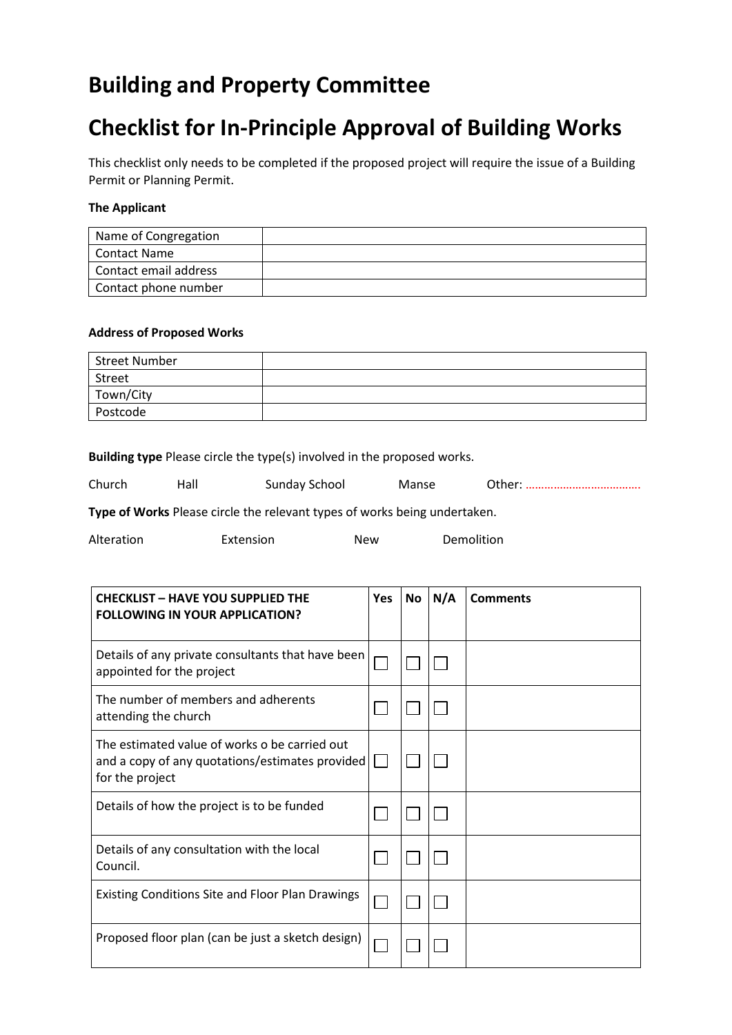# Building and Property Committee

# Checklist for In-Principle Approval of Building Works

This checklist only needs to be completed if the proposed project will require the issue of a Building Permit or Planning Permit.

**The Applicant**

| Name of Congregation | |
|---|---|
| Contact Name | |
| Contact email address | |
| Contact phone number | |

**Address of Proposed Works**

| Street Number | |
|---|---|
| Street | |
| Town/City | |
| Postcode | |

**Building type** Please circle the type(s) involved in the proposed works.

Church Hall Sunday School Manse Other: ………………………………

**Type of Works** Please circle the relevant types of works being undertaken.

Alteration Extension New Demolition

| CHECKLIST – HAVE YOU SUPPLIED THE FOLLOWING IN YOUR APPLICATION? | Yes | No | N/A | Comments |
|---|---|---|---|---|
| Details of any private consultants that have been appointed for the project | ☐ | ☐ | ☐ | |
| The number of members and adherents attending the church | ☐ | ☐ | ☐ | |
| The estimated value of works o be carried out and a copy of any quotations/estimates provided for the project | ☐ | ☐ | ☐ | |
| Details of how the project is to be funded | ☐ | ☐ | ☐ | |
| Details of any consultation with the local Council. | ☐ | ☐ | ☐ | |
| Existing Conditions Site and Floor Plan Drawings | ☐ | ☐ | ☐ | |
| Proposed floor plan (can be just a sketch design) | ☐ | ☐ | ☐ | |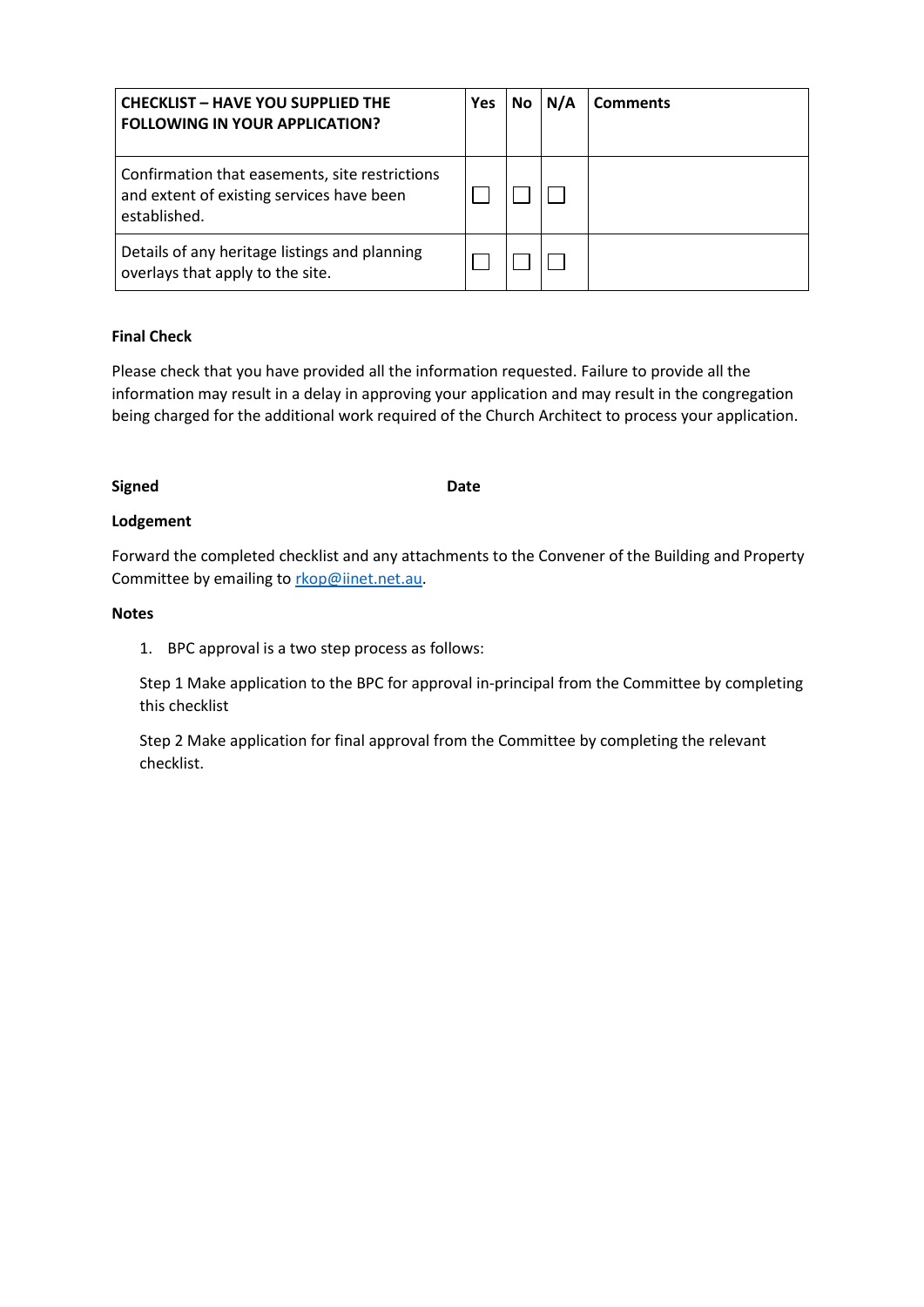| CHECKLIST – HAVE YOU SUPPLIED THE FOLLOWING IN YOUR APPLICATION? | Yes | No | N/A | Comments |
|---|---|---|---|---|
| Confirmation that easements, site restrictions and extent of existing services have been established. | ☐ | ☐ | ☐ | |
| Details of any heritage listings and planning overlays that apply to the site. | ☐ | ☐ | ☐ | |

**Final Check**

Please check that you have provided all the information requested. Failure to provide all the information may result in a delay in approving your application and may result in the congregation being charged for the additional work required of the Church Architect to process your application.

**Signed** **Date**

**Lodgement**

Forward the completed checklist and any attachments to the Convener of the Building and Property Committee by emailing to rkop@iinet.net.au.

**Notes**

1. BPC approval is a two step process as follows:

   Step 1 Make application to the BPC for approval in-principal from the Committee by completing this checklist

   Step 2 Make application for final approval from the Committee by completing the relevant checklist.